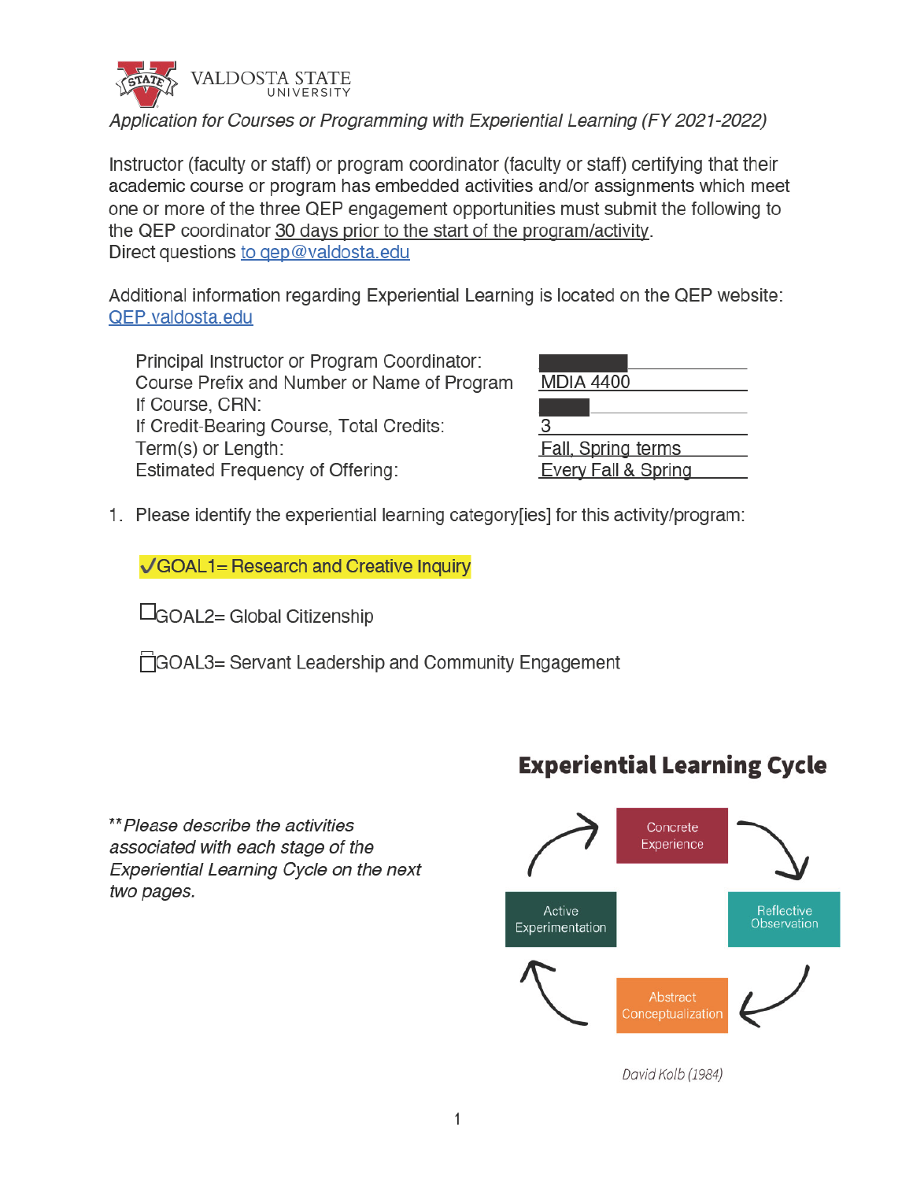VALDOSTA STATE UNIVERSITY

*Application for Courses or Programming with Experiential Learning (FY 2021-2022)*

Instructor (faculty or staff) or program coordinator (faculty or staff) certifying that their academic course or program has embedded activities and/or assignments which meet one or more of the three QEP engagement opportunities must submit the following to the QEP coordinator 30 days prior to the start of the program/activity.
Direct questions to qep@valdosta.edu

Additional information regarding Experiential Learning is located on the QEP website: QEP.valdosta.edu

| | |
|---|---|
| Principal Instructor or Program Coordinator: | ████ |
| Course Prefix and Number or Name of Program | MDIA 4400 |
| If Course, CRN: | ████ |
| If Credit-Bearing Course, Total Credits: | 3 |
| Term(s) or Length: | Fall, Spring terms |
| Estimated Frequency of Offering: | Every Fall & Spring |

1. Please identify the experiential learning category[ies] for this activity/program:

   ✓GOAL1= Research and Creative Inquiry

   ☐GOAL2= Global Citizenship

   ☐GOAL3= Servant Leadership and Community Engagement

***Please describe the activities associated with each stage of the Experiential Learning Cycle on the next two pages.*

**Experiential Learning Cycle**

Concrete Experience → Reflective Observation → Abstract Conceptualization → Active Experimentation → Concrete Experience

*David Kolb (1984)*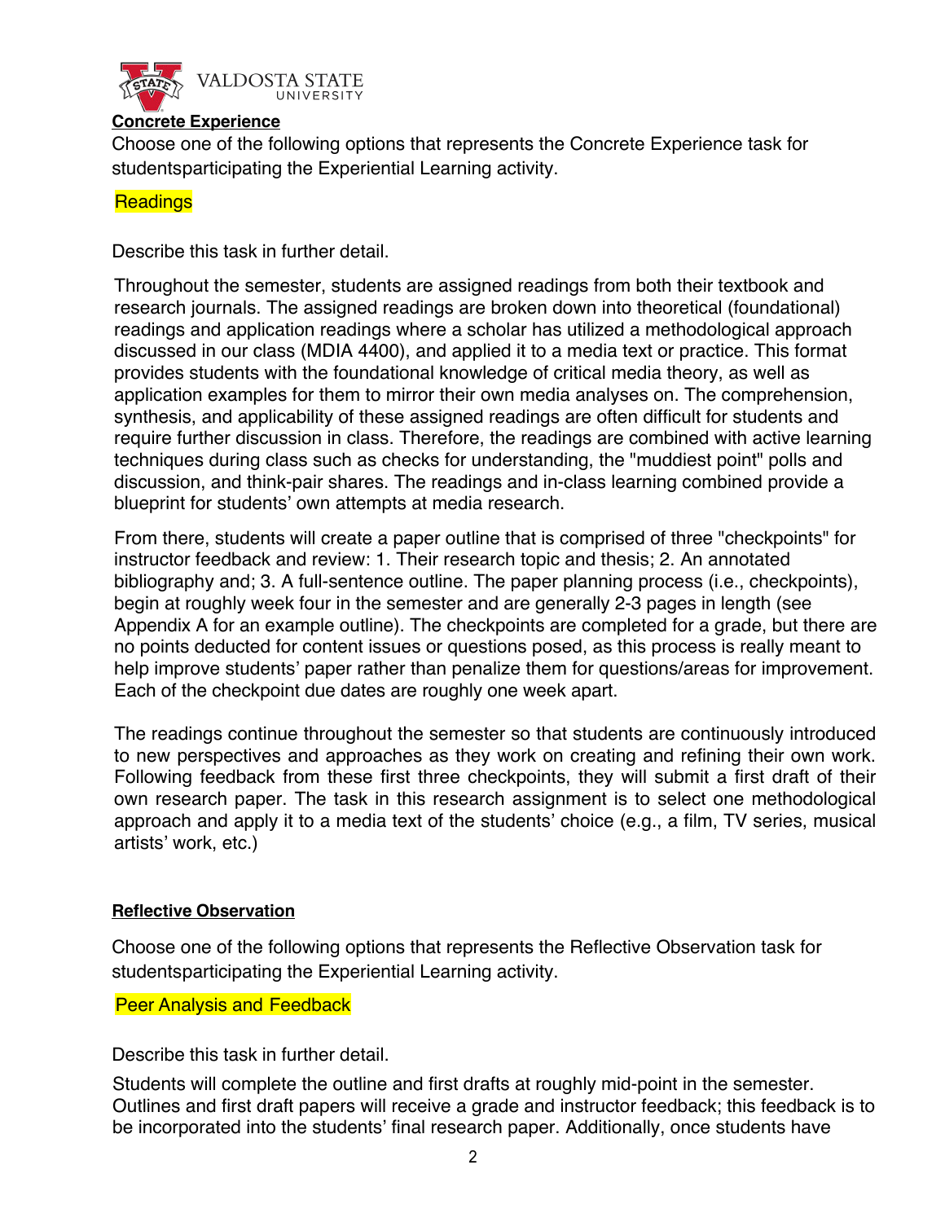**Concrete Experience**

Choose one of the following options that represents the Concrete Experience task for studentsparticipating the Experiential Learning activity.

Readings

Describe this task in further detail.

Throughout the semester, students are assigned readings from both their textbook and research journals. The assigned readings are broken down into theoretical (foundational) readings and application readings where a scholar has utilized a methodological approach discussed in our class (MDIA 4400), and applied it to a media text or practice. This format provides students with the foundational knowledge of critical media theory, as well as application examples for them to mirror their own media analyses on. The comprehension, synthesis, and applicability of these assigned readings are often difficult for students and require further discussion in class. Therefore, the readings are combined with active learning techniques during class such as checks for understanding, the "muddiest point" polls and discussion, and think-pair shares. The readings and in-class learning combined provide a blueprint for students' own attempts at media research.

From there, students will create a paper outline that is comprised of three "checkpoints" for instructor feedback and review: 1. Their research topic and thesis; 2. An annotated bibliography and; 3. A full-sentence outline. The paper planning process (i.e., checkpoints), begin at roughly week four in the semester and are generally 2-3 pages in length (see Appendix A for an example outline). The checkpoints are completed for a grade, but there are no points deducted for content issues or questions posed, as this process is really meant to help improve students' paper rather than penalize them for questions/areas for improvement. Each of the checkpoint due dates are roughly one week apart.

The readings continue throughout the semester so that students are continuously introduced to new perspectives and approaches as they work on creating and refining their own work. Following feedback from these first three checkpoints, they will submit a first draft of their own research paper. The task in this research assignment is to select one methodological approach and apply it to a media text of the students' choice (e.g., a film, TV series, musical artists' work, etc.)

**Reflective Observation**

Choose one of the following options that represents the Reflective Observation task for studentsparticipating the Experiential Learning activity.

Peer Analysis and Feedback

Describe this task in further detail.

Students will complete the outline and first drafts at roughly mid-point in the semester. Outlines and first draft papers will receive a grade and instructor feedback; this feedback is to be incorporated into the students' final research paper. Additionally, once students have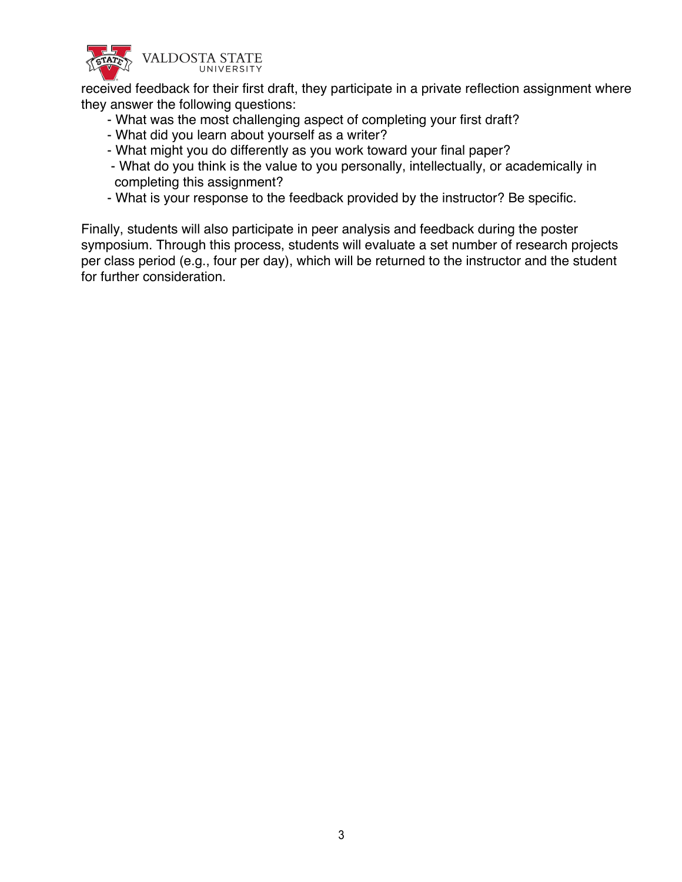received feedback for their first draft, they participate in a private reflection assignment where they answer the following questions:

- What was the most challenging aspect of completing your first draft?
- What did you learn about yourself as a writer?
- What might you do differently as you work toward your final paper?
- What do you think is the value to you personally, intellectually, or academically in completing this assignment?
- What is your response to the feedback provided by the instructor? Be specific.

Finally, students will also participate in peer analysis and feedback during the poster symposium. Through this process, students will evaluate a set number of research projects per class period (e.g., four per day), which will be returned to the instructor and the student for further consideration.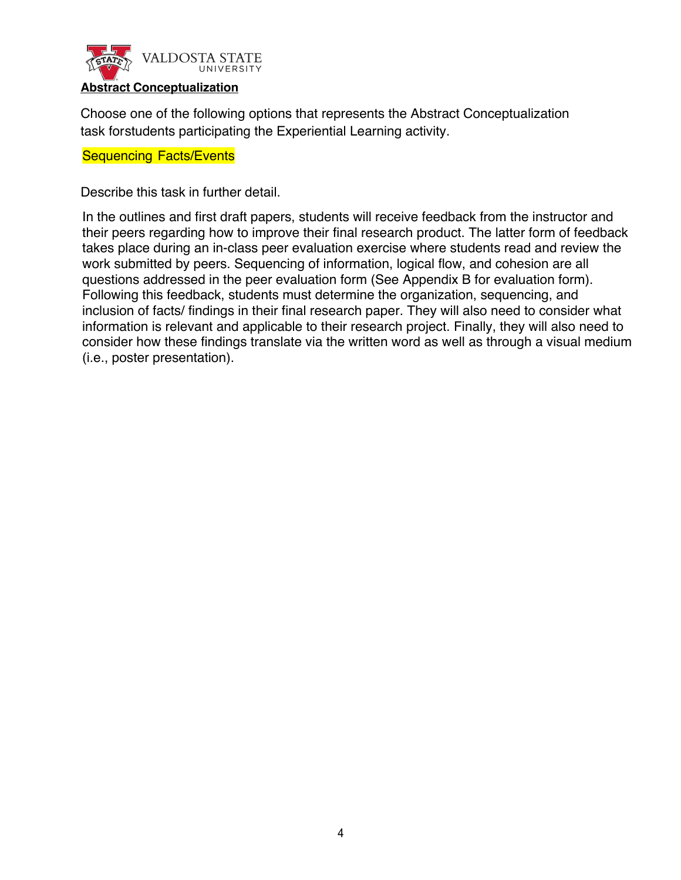**Abstract Conceptualization**

Choose one of the following options that represents the Abstract Conceptualization task forstudents participating the Experiential Learning activity.

Sequencing Facts/Events

Describe this task in further detail.

In the outlines and first draft papers, students will receive feedback from the instructor and their peers regarding how to improve their final research product. The latter form of feedback takes place during an in-class peer evaluation exercise where students read and review the work submitted by peers. Sequencing of information, logical flow, and cohesion are all questions addressed in the peer evaluation form (See Appendix B for evaluation form). Following this feedback, students must determine the organization, sequencing, and inclusion of facts/ findings in their final research paper. They will also need to consider what information is relevant and applicable to their research project. Finally, they will also need to consider how these findings translate via the written word as well as through a visual medium (i.e., poster presentation).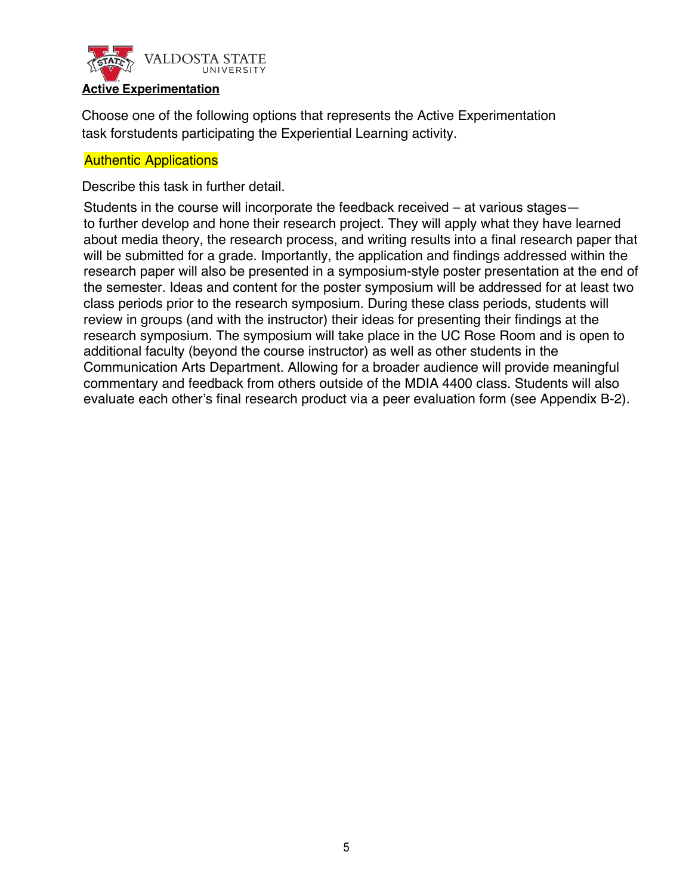**Active Experimentation**

Choose one of the following options that represents the Active Experimentation task forstudents participating the Experiential Learning activity.

Authentic Applications

Describe this task in further detail.

Students in the course will incorporate the feedback received – at various stages—to further develop and hone their research project. They will apply what they have learned about media theory, the research process, and writing results into a final research paper that will be submitted for a grade. Importantly, the application and findings addressed within the research paper will also be presented in a symposium-style poster presentation at the end of the semester. Ideas and content for the poster symposium will be addressed for at least two class periods prior to the research symposium. During these class periods, students will review in groups (and with the instructor) their ideas for presenting their findings at the research symposium. The symposium will take place in the UC Rose Room and is open to additional faculty (beyond the course instructor) as well as other students in the Communication Arts Department. Allowing for a broader audience will provide meaningful commentary and feedback from others outside of the MDIA 4400 class. Students will also evaluate each other's final research product via a peer evaluation form (see Appendix B-2).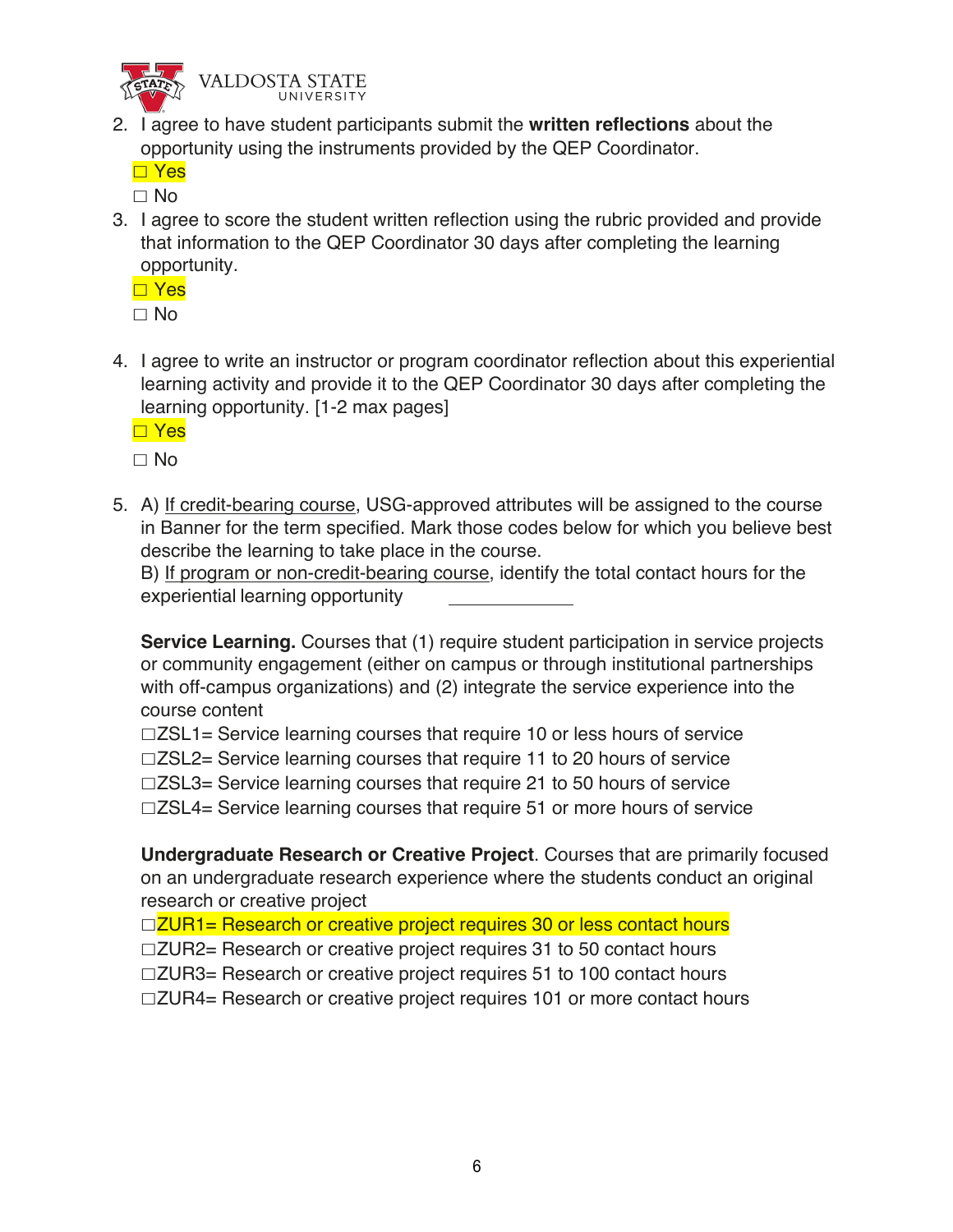2. I agree to have student participants submit the **written reflections** about the opportunity using the instruments provided by the QEP Coordinator.
   ☐ Yes
   ☐ No
3. I agree to score the student written reflection using the rubric provided and provide that information to the QEP Coordinator 30 days after completing the learning opportunity.
   ☐ Yes
   ☐ No
4. I agree to write an instructor or program coordinator reflection about this experiential learning activity and provide it to the QEP Coordinator 30 days after completing the learning opportunity. [1-2 max pages]
   ☐ Yes
   ☐ No
5. A) If credit-bearing course, USG-approved attributes will be assigned to the course in Banner for the term specified. Mark those codes below for which you believe best describe the learning to take place in the course.
   B) If program or non-credit-bearing course, identify the total contact hours for the experiential learning opportunity ____________

   **Service Learning.** Courses that (1) require student participation in service projects or community engagement (either on campus or through institutional partnerships with off-campus organizations) and (2) integrate the service experience into the course content
   ☐ZSL1= Service learning courses that require 10 or less hours of service
   ☐ZSL2= Service learning courses that require 11 to 20 hours of service
   ☐ZSL3= Service learning courses that require 21 to 50 hours of service
   ☐ZSL4= Service learning courses that require 51 or more hours of service

   **Undergraduate Research or Creative Project**. Courses that are primarily focused on an undergraduate research experience where the students conduct an original research or creative project
   ☐ZUR1= Research or creative project requires 30 or less contact hours
   ☐ZUR2= Research or creative project requires 31 to 50 contact hours
   ☐ZUR3= Research or creative project requires 51 to 100 contact hours
   ☐ZUR4= Research or creative project requires 101 or more contact hours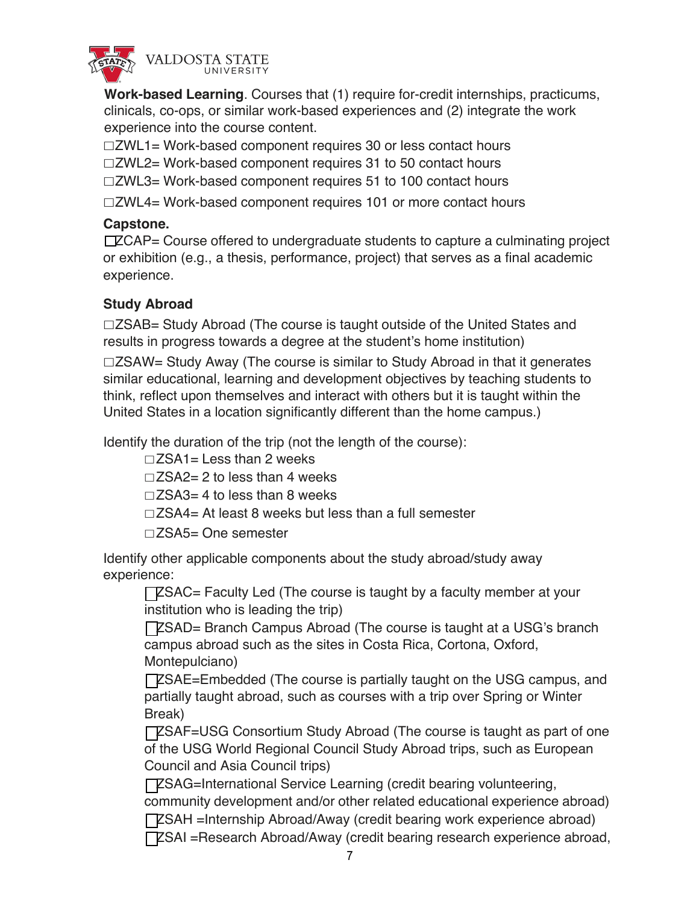**Work-based Learning**. Courses that (1) require for-credit internships, practicums, clinicals, co-ops, or similar work-based experiences and (2) integrate the work experience into the course content.

□ZWL1= Work-based component requires 30 or less contact hours

□ZWL2= Work-based component requires 31 to 50 contact hours

□ZWL3= Work-based component requires 51 to 100 contact hours

□ZWL4= Work-based component requires 101 or more contact hours

**Capstone.**

□ZCAP= Course offered to undergraduate students to capture a culminating project or exhibition (e.g., a thesis, performance, project) that serves as a final academic experience.

**Study Abroad**

□ZSAB= Study Abroad (The course is taught outside of the United States and results in progress towards a degree at the student's home institution)

□ZSAW= Study Away (The course is similar to Study Abroad in that it generates similar educational, learning and development objectives by teaching students to think, reflect upon themselves and interact with others but it is taught within the United States in a location significantly different than the home campus.)

Identify the duration of the trip (not the length of the course):

□ZSA1= Less than 2 weeks

□ZSA2= 2 to less than 4 weeks

□ZSA3= 4 to less than 8 weeks

□ZSA4= At least 8 weeks but less than a full semester

□ZSA5= One semester

Identify other applicable components about the study abroad/study away experience:

□ZSAC= Faculty Led (The course is taught by a faculty member at your institution who is leading the trip)

□ZSAD= Branch Campus Abroad (The course is taught at a USG's branch campus abroad such as the sites in Costa Rica, Cortona, Oxford, Montepulciano)

□ZSAE=Embedded (The course is partially taught on the USG campus, and partially taught abroad, such as courses with a trip over Spring or Winter Break)

□ZSAF=USG Consortium Study Abroad (The course is taught as part of one of the USG World Regional Council Study Abroad trips, such as European Council and Asia Council trips)

□ZSAG=International Service Learning (credit bearing volunteering, community development and/or other related educational experience abroad)

□ZSAH =Internship Abroad/Away (credit bearing work experience abroad)

□ZSAI =Research Abroad/Away (credit bearing research experience abroad,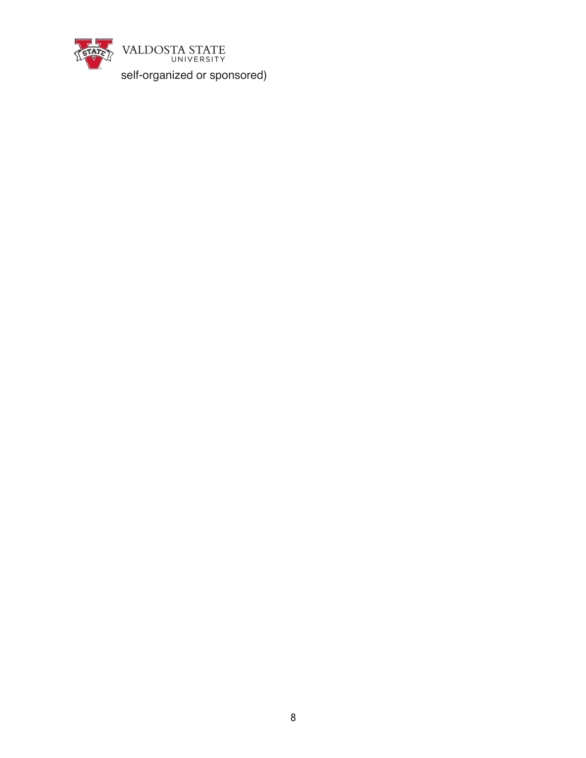self-organized or sponsored)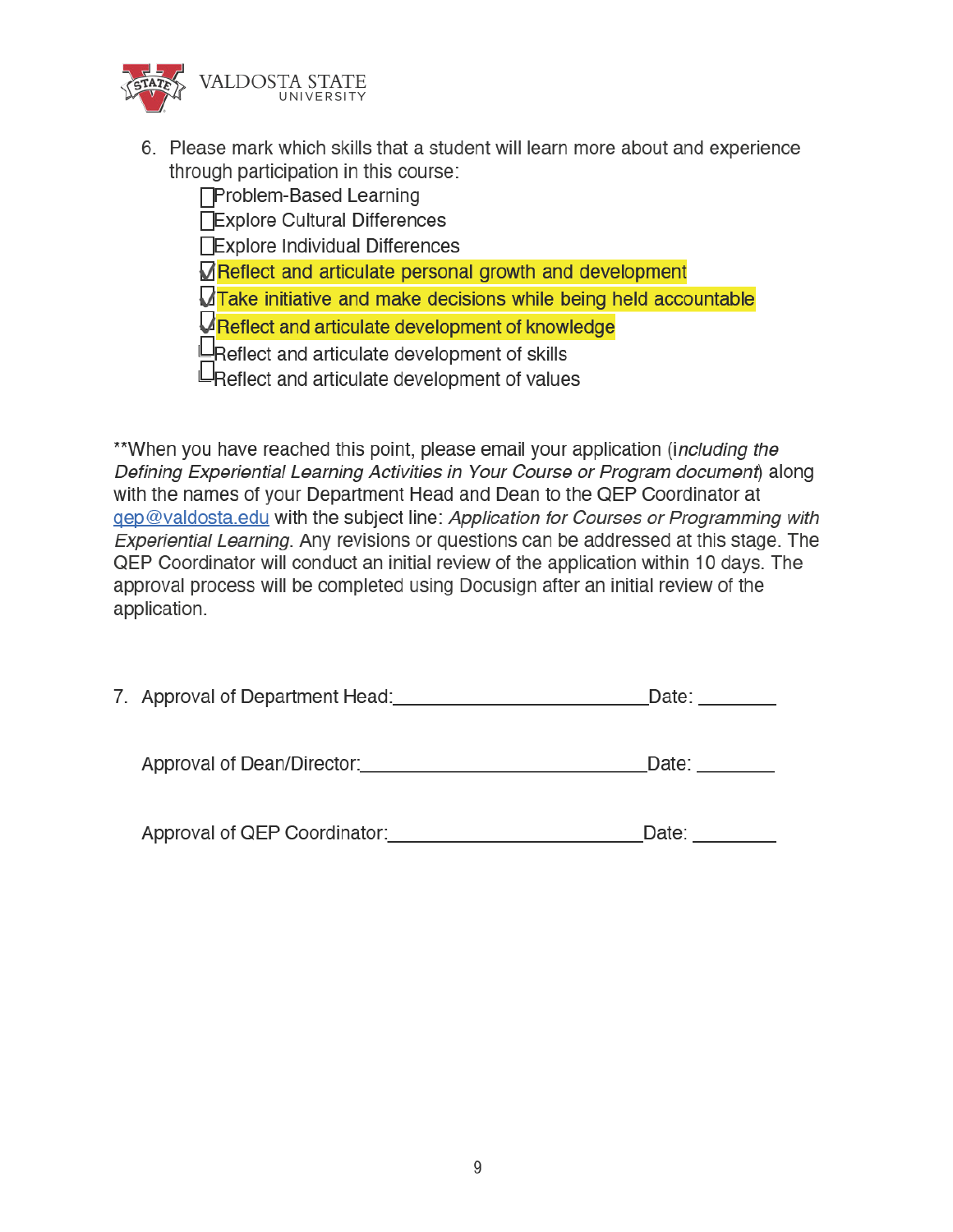6. Please mark which skills that a student will learn more about and experience through participation in this course:
   - [ ] Problem-Based Learning
   - [ ] Explore Cultural Differences
   - [ ] Explore Individual Differences
   - [x] Reflect and articulate personal growth and development
   - [x] Take initiative and make decisions while being held accountable
   - [x] Reflect and articulate development of knowledge
   - [ ] Reflect and articulate development of skills
   - [ ] Reflect and articulate development of values

**When you have reached this point, please email your application (*including the Defining Experiential Learning Activities in Your Course or Program document*) along with the names of your Department Head and Dean to the QEP Coordinator at qep@valdosta.edu with the subject line: *Application for Courses or Programming with Experiential Learning*. Any revisions or questions can be addressed at this stage. The QEP Coordinator will conduct an initial review of the application within 10 days. The approval process will be completed using Docusign after an initial review of the application.

7. Approval of Department Head:________________________Date: _______

   Approval of Dean/Director:___________________________Date: _______

   Approval of QEP Coordinator:________________________Date: _______